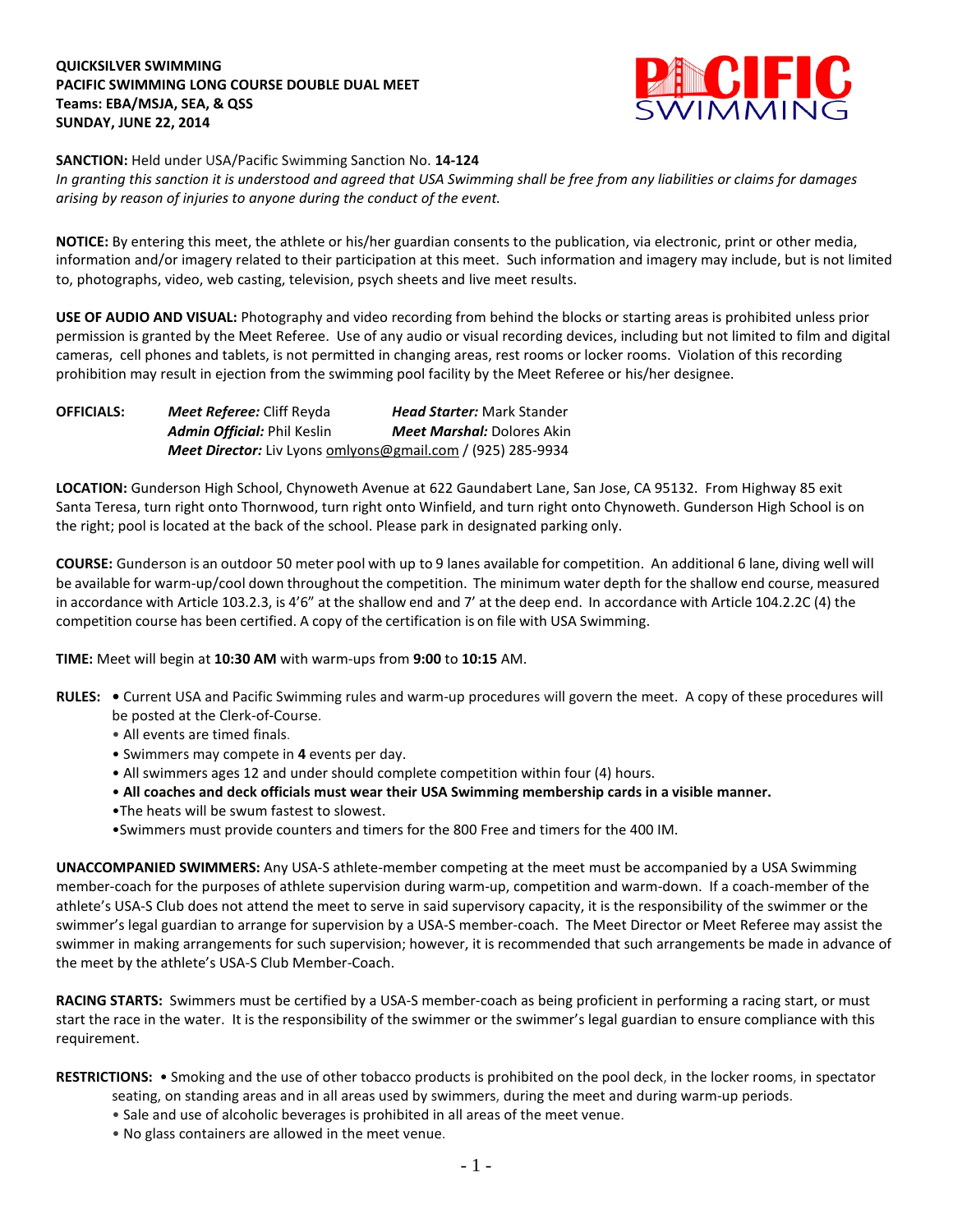**QUICKSILVER SWIMMING**
**PACIFIC SWIMMING LONG COURSE DOUBLE DUAL MEET**
**Teams: EBA/MSJA, SEA, & QSS**
**SUNDAY, JUNE 22, 2014**

**SANCTION:** Held under USA/Pacific Swimming Sanction No. **14-124**
*In granting this sanction it is understood and agreed that USA Swimming shall be free from any liabilities or claims for damages arising by reason of injuries to anyone during the conduct of the event.*

**NOTICE:** By entering this meet, the athlete or his/her guardian consents to the publication, via electronic, print or other media, information and/or imagery related to their participation at this meet. Such information and imagery may include, but is not limited to, photographs, video, web casting, television, psych sheets and live meet results.

**USE OF AUDIO AND VISUAL:** Photography and video recording from behind the blocks or starting areas is prohibited unless prior permission is granted by the Meet Referee. Use of any audio or visual recording devices, including but not limited to film and digital cameras, cell phones and tablets, is not permitted in changing areas, rest rooms or locker rooms. Violation of this recording prohibition may result in ejection from the swimming pool facility by the Meet Referee or his/her designee.

**OFFICIALS:**
***Meet Referee:*** Cliff Reyda — ***Head Starter:*** Mark Stander
***Admin Official:*** Phil Keslin — ***Meet Marshal:*** Dolores Akin
***Meet Director:*** Liv Lyons omlyons@gmail.com / (925) 285-9934

**LOCATION:** Gunderson High School, Chynoweth Avenue at 622 Gaundabert Lane, San Jose, CA 95132. From Highway 85 exit Santa Teresa, turn right onto Thornwood, turn right onto Winfield, and turn right onto Chynoweth. Gunderson High School is on the right; pool is located at the back of the school. Please park in designated parking only.

**COURSE:** Gunderson is an outdoor 50 meter pool with up to 9 lanes available for competition. An additional 6 lane, diving well will be available for warm-up/cool down throughout the competition. The minimum water depth for the shallow end course, measured in accordance with Article 103.2.3, is 4'6" at the shallow end and 7' at the deep end. In accordance with Article 104.2.2C (4) the competition course has been certified. A copy of the certification is on file with USA Swimming.

**TIME:** Meet will begin at **10:30 AM** with warm-ups from **9:00** to **10:15** AM.

**RULES:**
- Current USA and Pacific Swimming rules and warm-up procedures will govern the meet. A copy of these procedures will be posted at the Clerk-of-Course.
- All events are timed finals.
- Swimmers may compete in **4** events per day.
- All swimmers ages 12 and under should complete competition within four (4) hours.
- **All coaches and deck officials must wear their USA Swimming membership cards in a visible manner.**
- The heats will be swum fastest to slowest.
- Swimmers must provide counters and timers for the 800 Free and timers for the 400 IM.

**UNACCOMPANIED SWIMMERS:** Any USA-S athlete-member competing at the meet must be accompanied by a USA Swimming member-coach for the purposes of athlete supervision during warm-up, competition and warm-down. If a coach-member of the athlete's USA-S Club does not attend the meet to serve in said supervisory capacity, it is the responsibility of the swimmer or the swimmer's legal guardian to arrange for supervision by a USA-S member-coach. The Meet Director or Meet Referee may assist the swimmer in making arrangements for such supervision; however, it is recommended that such arrangements be made in advance of the meet by the athlete's USA-S Club Member-Coach.

**RACING STARTS:** Swimmers must be certified by a USA-S member-coach as being proficient in performing a racing start, or must start the race in the water. It is the responsibility of the swimmer or the swimmer's legal guardian to ensure compliance with this requirement.

**RESTRICTIONS:**
- Smoking and the use of other tobacco products is prohibited on the pool deck, in the locker rooms, in spectator seating, on standing areas and in all areas used by swimmers, during the meet and during warm-up periods.
- Sale and use of alcoholic beverages is prohibited in all areas of the meet venue.
- No glass containers are allowed in the meet venue.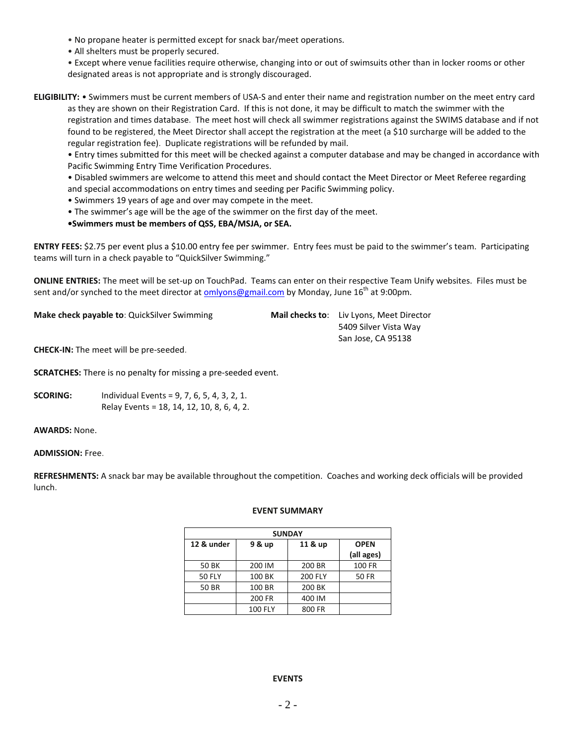- No propane heater is permitted except for snack bar/meet operations.
- All shelters must be properly secured.
- Except where venue facilities require otherwise, changing into or out of swimsuits other than in locker rooms or other designated areas is not appropriate and is strongly discouraged.

**ELIGIBILITY:** • Swimmers must be current members of USA-S and enter their name and registration number on the meet entry card as they are shown on their Registration Card. If this is not done, it may be difficult to match the swimmer with the registration and times database. The meet host will check all swimmer registrations against the SWIMS database and if not found to be registered, the Meet Director shall accept the registration at the meet (a $10 surcharge will be added to the regular registration fee). Duplicate registrations will be refunded by mail.

- Entry times submitted for this meet will be checked against a computer database and may be changed in accordance with Pacific Swimming Entry Time Verification Procedures.
- Disabled swimmers are welcome to attend this meet and should contact the Meet Director or Meet Referee regarding and special accommodations on entry times and seeding per Pacific Swimming policy.
- Swimmers 19 years of age and over may compete in the meet.
- The swimmer's age will be the age of the swimmer on the first day of the meet.
- **Swimmers must be members of QSS, EBA/MSJA, or SEA.**

**ENTRY FEES:** $2.75 per event plus a $10.00 entry fee per swimmer. Entry fees must be paid to the swimmer's team. Participating teams will turn in a check payable to "QuickSilver Swimming."

**ONLINE ENTRIES:** The meet will be set-up on TouchPad. Teams can enter on their respective Team Unify websites. Files must be sent and/or synched to the meet director at omlyons@gmail.com by Monday, June 16th at 9:00pm.

**Make check payable to**: QuickSilver Swimming

**Mail checks to**: Liv Lyons, Meet Director
5409 Silver Vista Way
San Jose, CA 95138

**CHECK-IN:** The meet will be pre-seeded.

**SCRATCHES:** There is no penalty for missing a pre-seeded event.

**SCORING:** Individual Events = 9, 7, 6, 5, 4, 3, 2, 1.
Relay Events = 18, 14, 12, 10, 8, 6, 4, 2.

**AWARDS:** None.

**ADMISSION:** Free.

**REFRESHMENTS:** A snack bar may be available throughout the competition. Coaches and working deck officials will be provided lunch.

**EVENT SUMMARY**

| SUNDAY | | | |
|---|---|---|---|
| **12 & under** | **9 & up** | **11 & up** | **OPEN (all ages)** |
| 50 BK | 200 IM | 200 BR | 100 FR |
| 50 FLY | 100 BK | 200 FLY | 50 FR |
| 50 BR | 100 BR | 200 BK | |
| | 200 FR | 400 IM | |
| | 100 FLY | 800 FR | |

**EVENTS**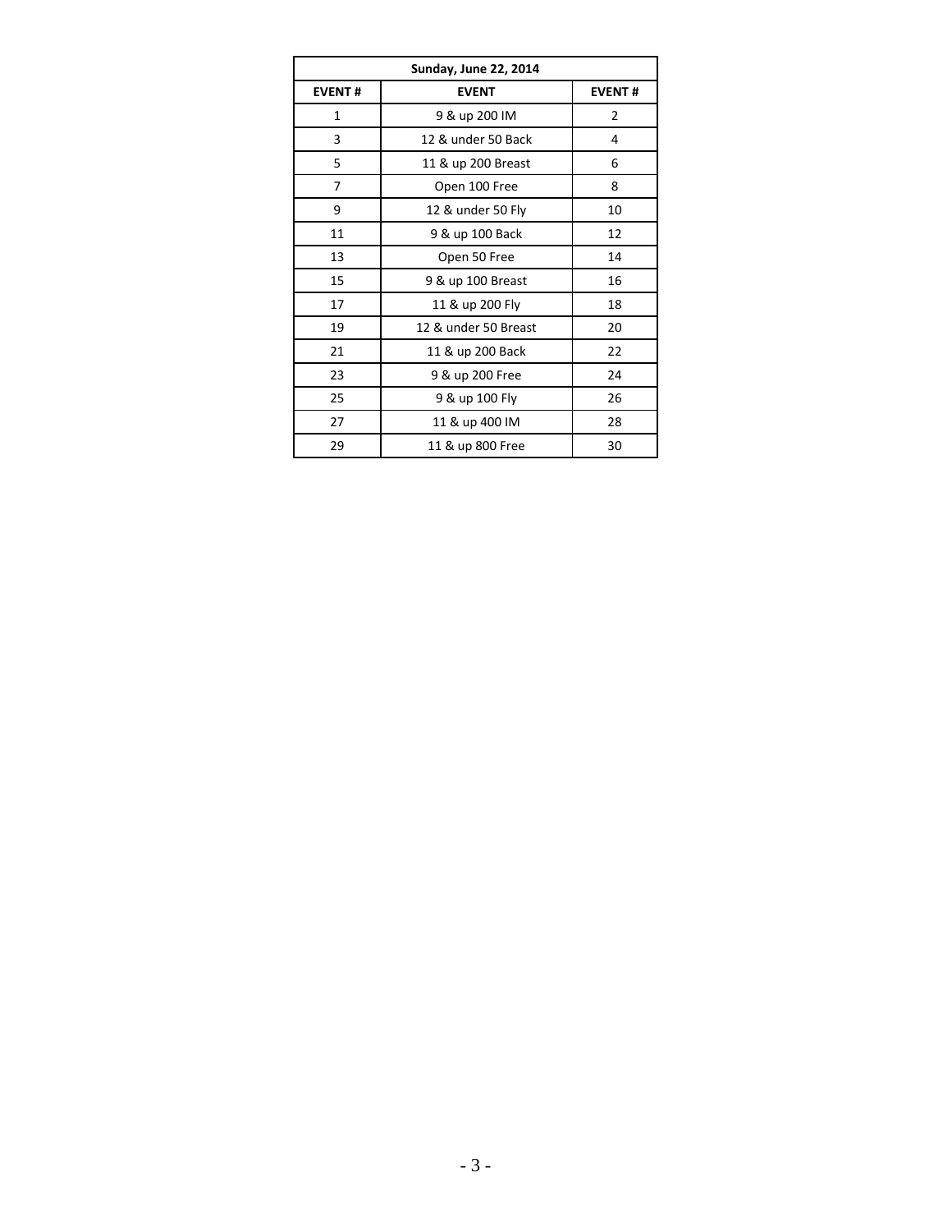| Sunday, June 22, 2014 | | |
| --- | --- | --- |
| **EVENT #** | **EVENT** | **EVENT #** |
| 1 | 9 & up 200 IM | 2 |
| 3 | 12 & under 50 Back | 4 |
| 5 | 11 & up 200 Breast | 6 |
| 7 | Open 100 Free | 8 |
| 9 | 12 & under 50 Fly | 10 |
| 11 | 9 & up 100 Back | 12 |
| 13 | Open 50 Free | 14 |
| 15 | 9 & up 100 Breast | 16 |
| 17 | 11 & up 200 Fly | 18 |
| 19 | 12 & under 50 Breast | 20 |
| 21 | 11 & up 200 Back | 22 |
| 23 | 9 & up 200 Free | 24 |
| 25 | 9 & up 100 Fly | 26 |
| 27 | 11 & up 400 IM | 28 |
| 29 | 11 & up 800 Free | 30 |